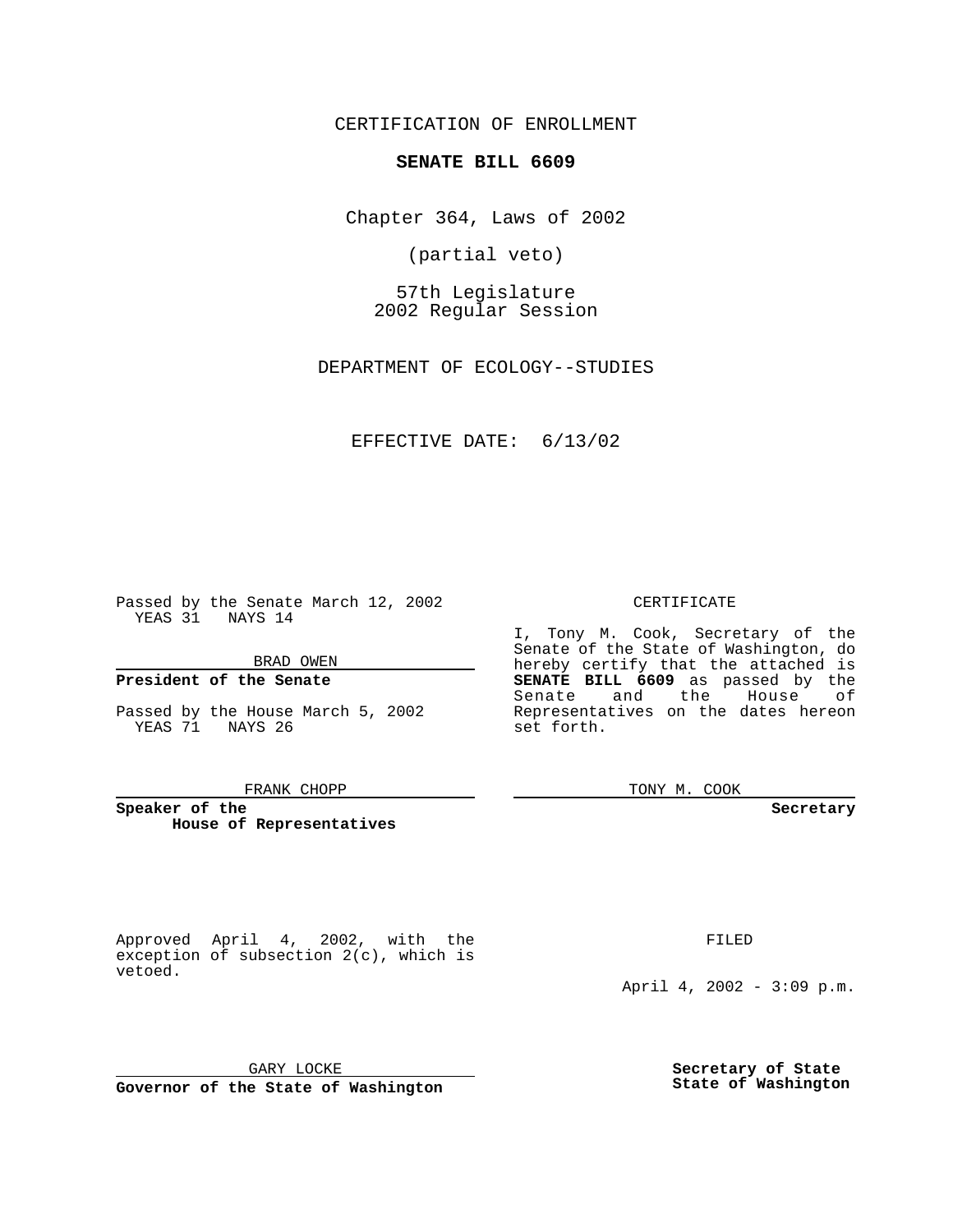CERTIFICATION OF ENROLLMENT

**SENATE BILL 6609**

Chapter 364, Laws of 2002

(partial veto)

57th Legislature
2002 Regular Session

DEPARTMENT OF ECOLOGY--STUDIES

EFFECTIVE DATE: 6/13/02

Passed by the Senate March 12, 2002
YEAS 31 NAYS 14

BRAD OWEN

**President of the Senate**

Passed by the House March 5, 2002
YEAS 71 NAYS 26

FRANK CHOPP

**Speaker of the House of Representatives**

CERTIFICATE

I, Tony M. Cook, Secretary of the Senate of the State of Washington, do hereby certify that the attached is **SENATE BILL 6609** as passed by the Senate and the House of Representatives on the dates hereon set forth.

TONY M. COOK

**Secretary**

Approved April 4, 2002, with the exception of subsection 2(c), which is vetoed.

GARY LOCKE

**Governor of the State of Washington**

FILED

April 4, 2002 - 3:09 p.m.

**Secretary of State**
**State of Washington**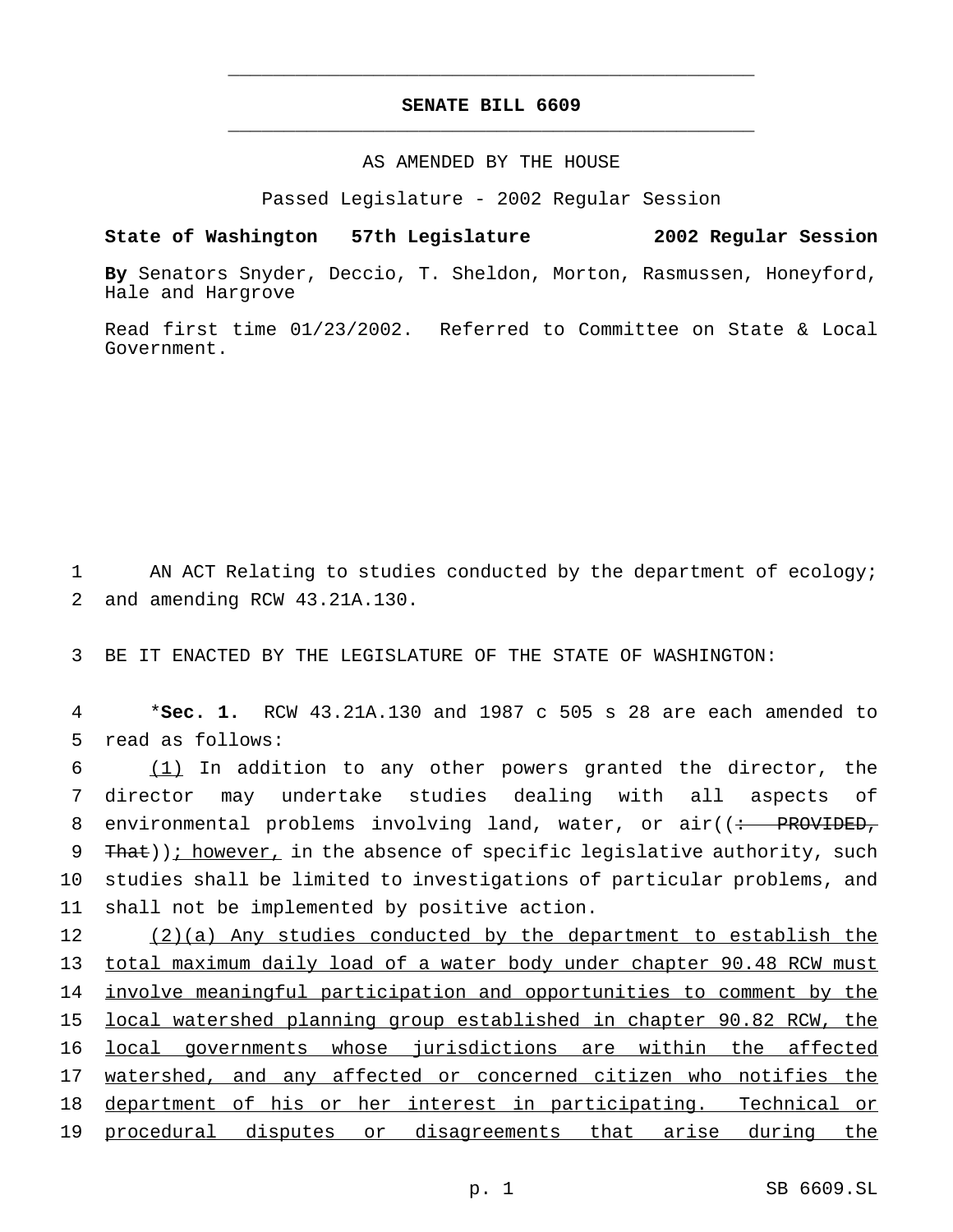# SENATE BILL 6609

AS AMENDED BY THE HOUSE

Passed Legislature - 2002 Regular Session

**State of Washington 57th Legislature 2002 Regular Session**

**By** Senators Snyder, Deccio, T. Sheldon, Morton, Rasmussen, Honeyford, Hale and Hargrove

Read first time 01/23/2002. Referred to Committee on State & Local Government.

1 AN ACT Relating to studies conducted by the department of ecology;
2 and amending RCW 43.21A.130.

3 BE IT ENACTED BY THE LEGISLATURE OF THE STATE OF WASHINGTON:

4 \***Sec. 1.** RCW 43.21A.130 and 1987 c 505 s 28 are each amended to
5 read as follows:

6 (1) In addition to any other powers granted the director, the
7 director may undertake studies dealing with all aspects of
8 environmental problems involving land, water, or air((~~: PROVIDED,~~
9 ~~That~~)); however, in the absence of specific legislative authority, such
10 studies shall be limited to investigations of particular problems, and
11 shall not be implemented by positive action.

12 (2)(a) Any studies conducted by the department to establish the
13 total maximum daily load of a water body under chapter 90.48 RCW must
14 involve meaningful participation and opportunities to comment by the
15 local watershed planning group established in chapter 90.82 RCW, the
16 local governments whose jurisdictions are within the affected
17 watershed, and any affected or concerned citizen who notifies the
18 department of his or her interest in participating. Technical or
19 procedural disputes or disagreements that arise during the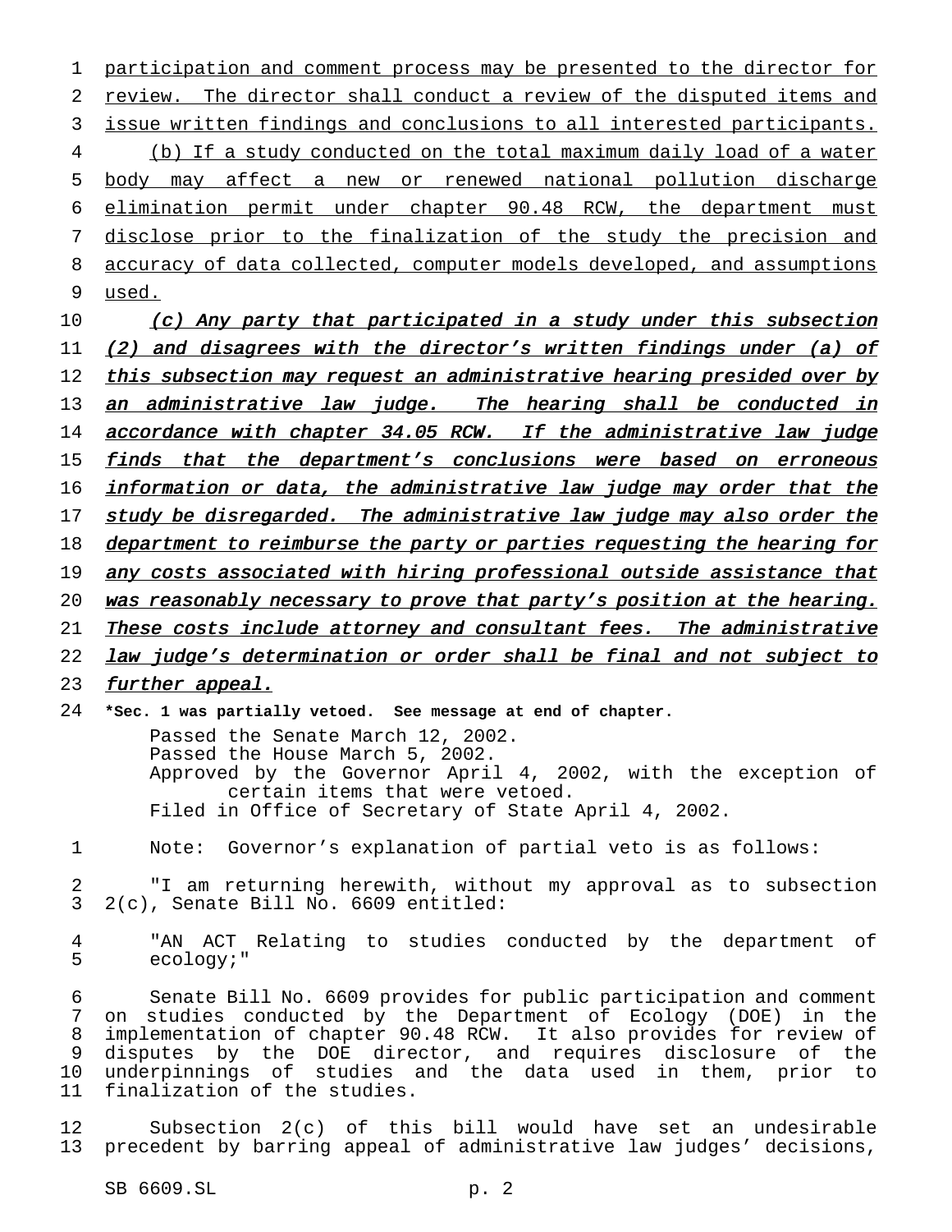participation and comment process may be presented to the director for review. The director shall conduct a review of the disputed items and issue written findings and conclusions to all interested participants.

(b) If a study conducted on the total maximum daily load of a water body may affect a new or renewed national pollution discharge elimination permit under chapter 90.48 RCW, the department must disclose prior to the finalization of the study the precision and accuracy of data collected, computer models developed, and assumptions used.

*(c) Any party that participated in a study under this subsection (2) and disagrees with the director's written findings under (a) of this subsection may request an administrative hearing presided over by an administrative law judge. The hearing shall be conducted in accordance with chapter 34.05 RCW. If the administrative law judge finds that the department's conclusions were based on erroneous information or data, the administrative law judge may order that the study be disregarded. The administrative law judge may also order the department to reimburse the party or parties requesting the hearing for any costs associated with hiring professional outside assistance that was reasonably necessary to prove that party's position at the hearing. These costs include attorney and consultant fees. The administrative law judge's determination or order shall be final and not subject to further appeal.*

**\*Sec. 1 was partially vetoed. See message at end of chapter.**

Passed the Senate March 12, 2002.
Passed the House March 5, 2002.
Approved by the Governor April 4, 2002, with the exception of certain items that were vetoed.
Filed in Office of Secretary of State April 4, 2002.

Note: Governor's explanation of partial veto is as follows:

"I am returning herewith, without my approval as to subsection 2(c), Senate Bill No. 6609 entitled:

"AN ACT Relating to studies conducted by the department of ecology;"

Senate Bill No. 6609 provides for public participation and comment on studies conducted by the Department of Ecology (DOE) in the implementation of chapter 90.48 RCW. It also provides for review of disputes by the DOE director, and requires disclosure of the underpinnings of studies and the data used in them, prior to finalization of the studies.

Subsection 2(c) of this bill would have set an undesirable precedent by barring appeal of administrative law judges' decisions,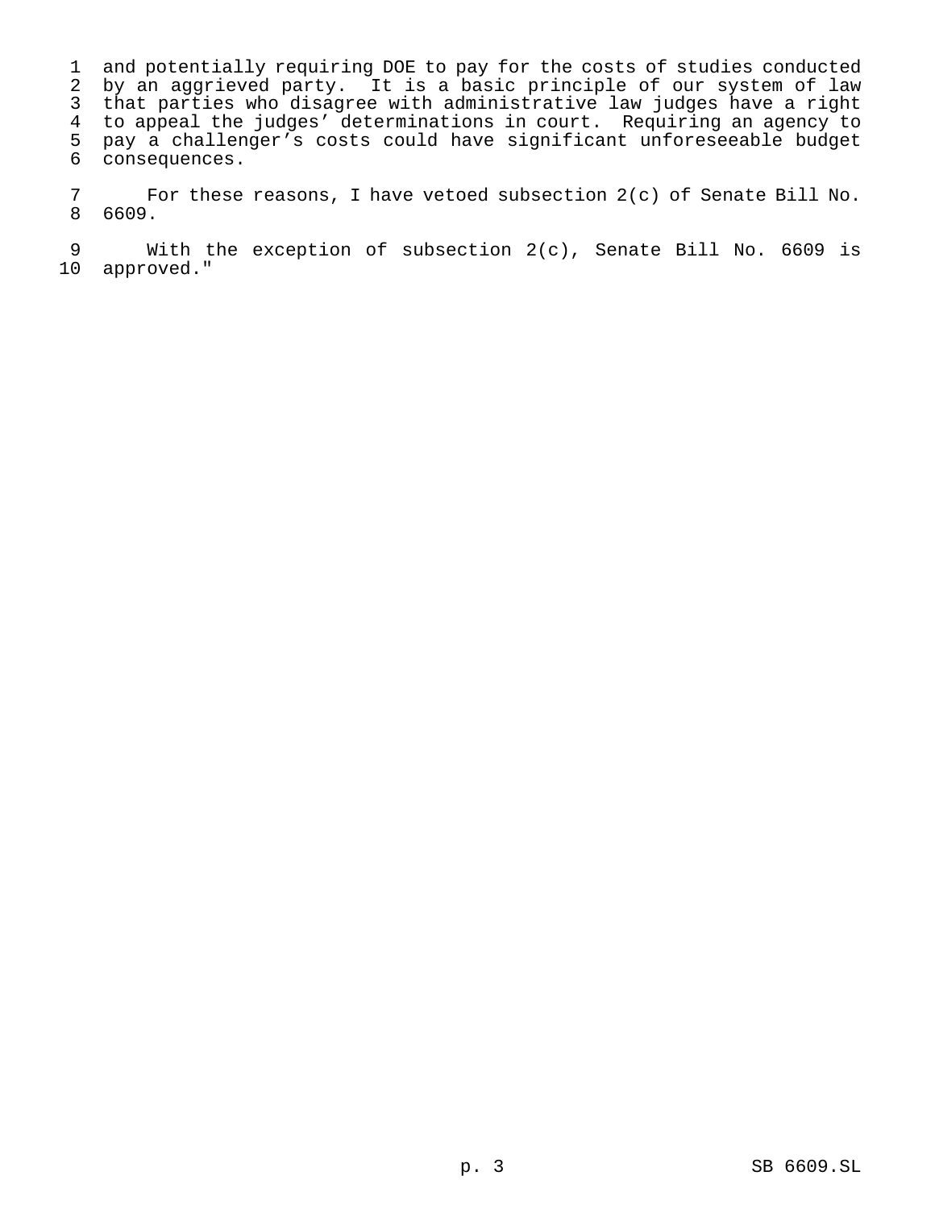and potentially requiring DOE to pay for the costs of studies conducted by an aggrieved party. It is a basic principle of our system of law that parties who disagree with administrative law judges have a right to appeal the judges' determinations in court. Requiring an agency to pay a challenger's costs could have significant unforeseeable budget consequences.

For these reasons, I have vetoed subsection 2(c) of Senate Bill No. 6609.

With the exception of subsection 2(c), Senate Bill No. 6609 is approved."